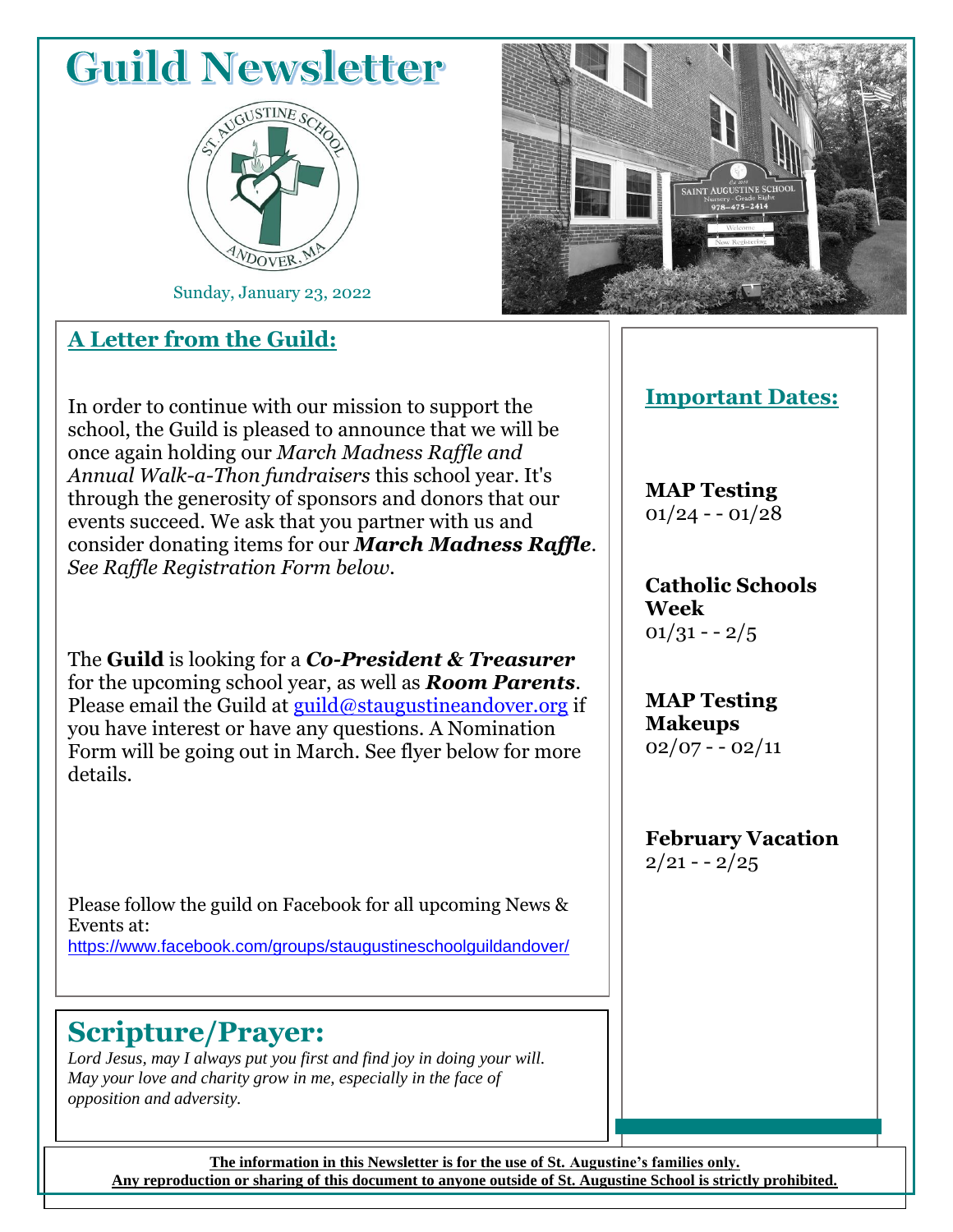# Guild Newsletter

Sunday, January 23, 2022

## A Letter from the Guild:

In order to continue with our mission to support the school, the Guild is pleased to announce that we will be once again holding our *March Madness Raffle and Annual Walk-a-Thon fundraisers* this school year. It's through the generosity of sponsors and donors that our events succeed. We ask that you partner with us and consider donating items for our ***March Madness Raffle***. *See Raffle Registration Form below.*

The **Guild** is looking for a ***Co-President & Treasurer*** for the upcoming school year, as well as ***Room Parents***. Please email the Guild at guild@staugustineandover.org if you have interest or have any questions. A Nomination Form will be going out in March. See flyer below for more details.

Please follow the guild on Facebook for all upcoming News & Events at:
https://www.facebook.com/groups/staugustineschoolguildandover/

## Important Dates:

**MAP Testing**
01/24 - - 01/28

**Catholic Schools Week**
01/31 - - 2/5

**MAP Testing Makeups**
02/07 - - 02/11

**February Vacation**
2/21 - - 2/25

## Scripture/Prayer:

*Lord Jesus, may I always put you first and find joy in doing your will. May your love and charity grow in me, especially in the face of opposition and adversity.*

**The information in this Newsletter is for the use of St. Augustine's families only.**
**Any reproduction or sharing of this document to anyone outside of St. Augustine School is strictly prohibited.**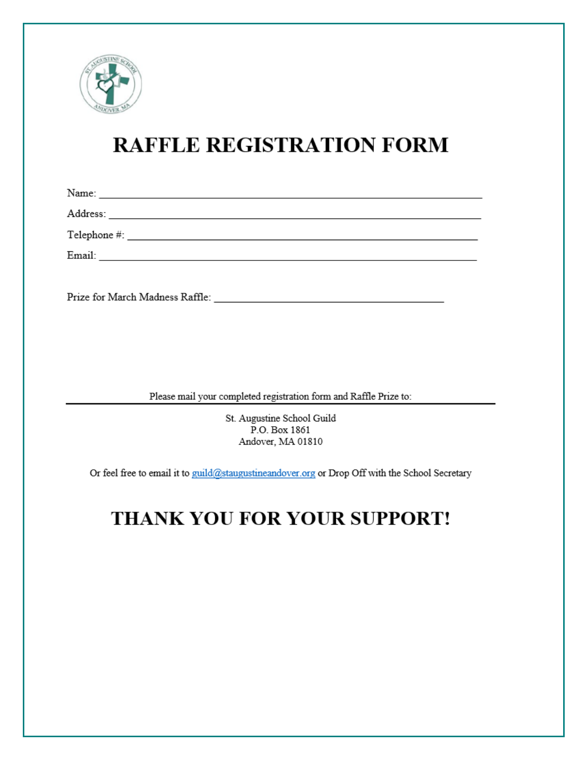# RAFFLE REGISTRATION FORM

Name: ___________________________________________________________________

Address: _________________________________________________________________

Telephone #: ______________________________________________________________

Email: ___________________________________________________________________

Prize for March Madness Raffle: ________________________________________

Please mail your completed registration form and Raffle Prize to:

---

St. Augustine School Guild
P.O. Box 1861
Andover, MA 01810

Or feel free to email it to guild@staugustineandover.org or Drop Off with the School Secretary

# THANK YOU FOR YOUR SUPPORT!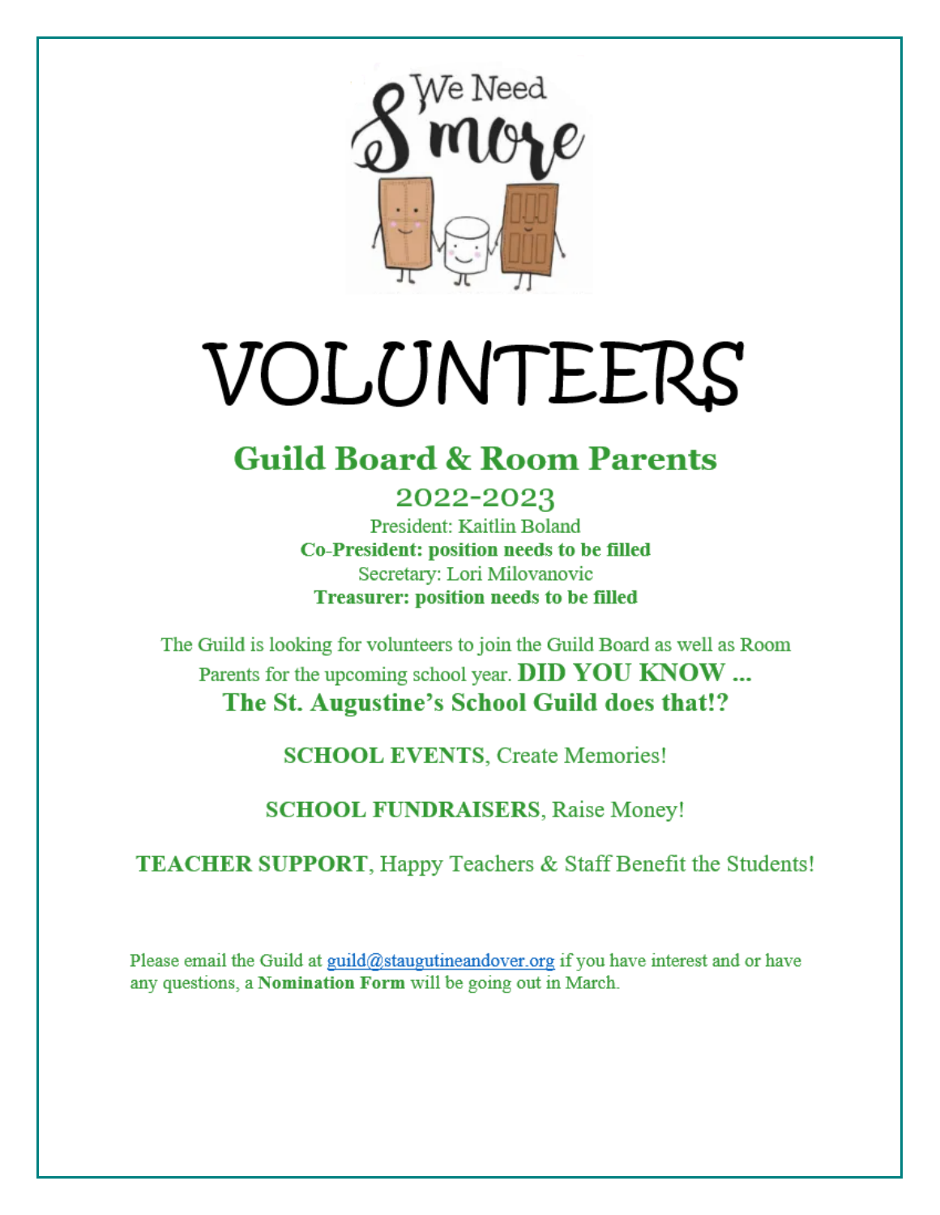We Need S'more

# VOLUNTEERS

## Guild Board & Room Parents

### 2022-2023

President: Kaitlin Boland

**Co-President: position needs to be filled**

Secretary: Lori Milovanovic

**Treasurer: position needs to be filled**

The Guild is looking for volunteers to join the Guild Board as well as Room Parents for the upcoming school year. **DID YOU KNOW … The St. Augustine's School Guild does that!?**

**SCHOOL EVENTS**, Create Memories!

**SCHOOL FUNDRAISERS**, Raise Money!

**TEACHER SUPPORT**, Happy Teachers & Staff Benefit the Students!

Please email the Guild at guild@staugutineandover.org if you have interest and or have any questions, a **Nomination Form** will be going out in March.